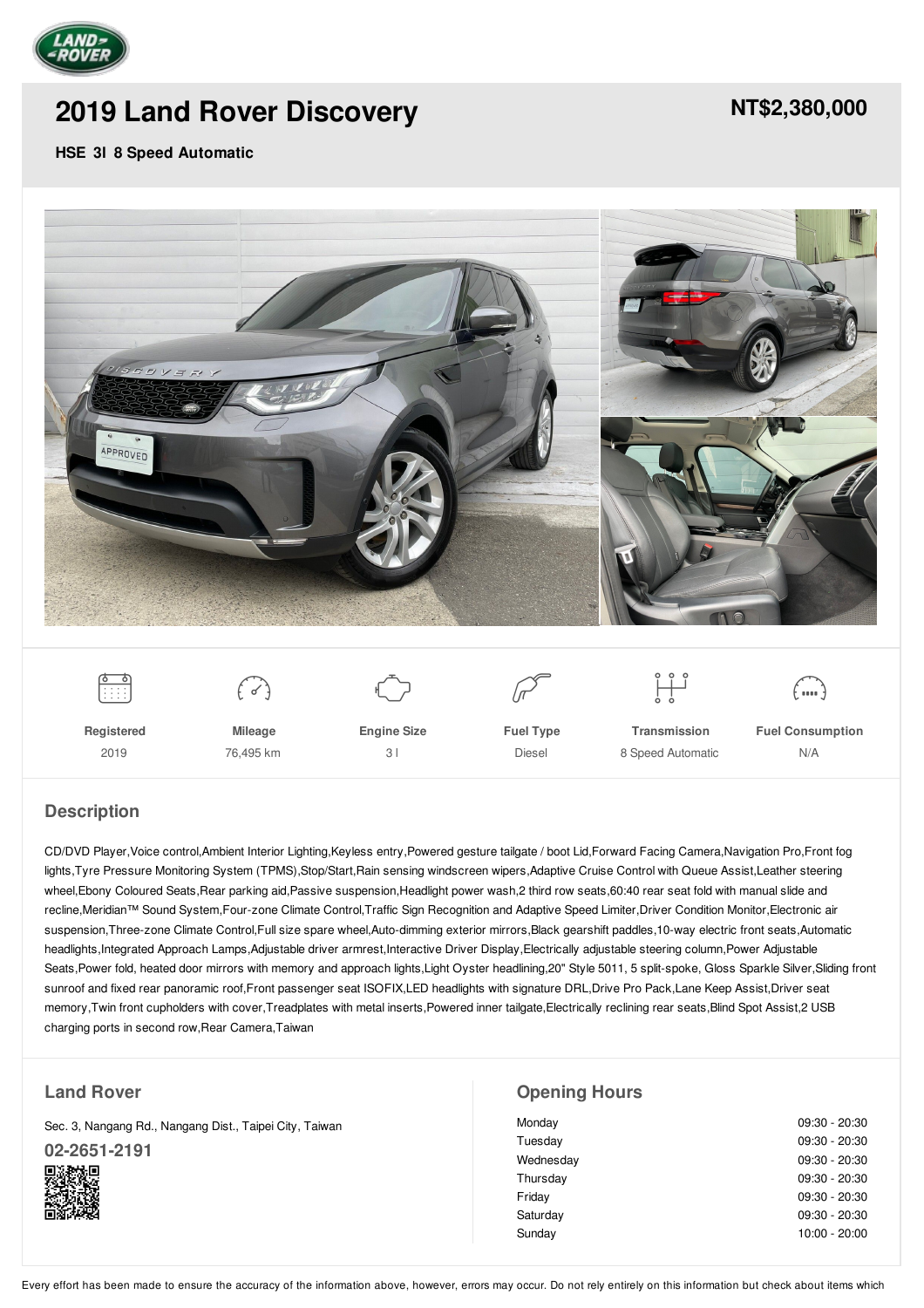# 2019 Land Rover Discovery

**NT$2,380,000**

**HSE 3l 8 Speed Automatic**

| Registered | Mileage | Engine Size | Fuel Type | Transmission | Fuel Consumption |
|---|---|---|---|---|---|
| 2019 | 76,495 km | 3 l | Diesel | 8 Speed Automatic | N/A |

## Description

CD/DVD Player,Voice control,Ambient Interior Lighting,Keyless entry,Powered gesture tailgate / boot Lid,Forward Facing Camera,Navigation Pro,Front fog lights,Tyre Pressure Monitoring System (TPMS),Stop/Start,Rain sensing windscreen wipers,Adaptive Cruise Control with Queue Assist,Leather steering wheel,Ebony Coloured Seats,Rear parking aid,Passive suspension,Headlight power wash,2 third row seats,60:40 rear seat fold with manual slide and recline,Meridian™ Sound System,Four-zone Climate Control,Traffic Sign Recognition and Adaptive Speed Limiter,Driver Condition Monitor,Electronic air suspension,Three-zone Climate Control,Full size spare wheel,Auto-dimming exterior mirrors,Black gearshift paddles,10-way electric front seats,Automatic headlights,Integrated Approach Lamps,Adjustable driver armrest,Interactive Driver Display,Electrically adjustable steering column,Power Adjustable Seats,Power fold, heated door mirrors with memory and approach lights,Light Oyster headlining,20" Style 5011, 5 split-spoke, Gloss Sparkle Silver,Sliding front sunroof and fixed rear panoramic roof,Front passenger seat ISOFIX,LED headlights with signature DRL,Drive Pro Pack,Lane Keep Assist,Driver seat memory,Twin front cupholders with cover,Treadplates with metal inserts,Powered inner tailgate,Electrically reclining rear seats,Blind Spot Assist,2 USB charging ports in second row,Rear Camera,Taiwan

## Land Rover

Sec. 3, Nangang Rd., Nangang Dist., Taipei City, Taiwan

**02-2651-2191**

## Opening Hours

| Day | Hours |
|---|---|
| Monday | 09:30 - 20:30 |
| Tuesday | 09:30 - 20:30 |
| Wednesday | 09:30 - 20:30 |
| Thursday | 09:30 - 20:30 |
| Friday | 09:30 - 20:30 |
| Saturday | 09:30 - 20:30 |
| Sunday | 10:00 - 20:00 |

Every effort has been made to ensure the accuracy of the information above, however, errors may occur. Do not rely entirely on this information but check about items which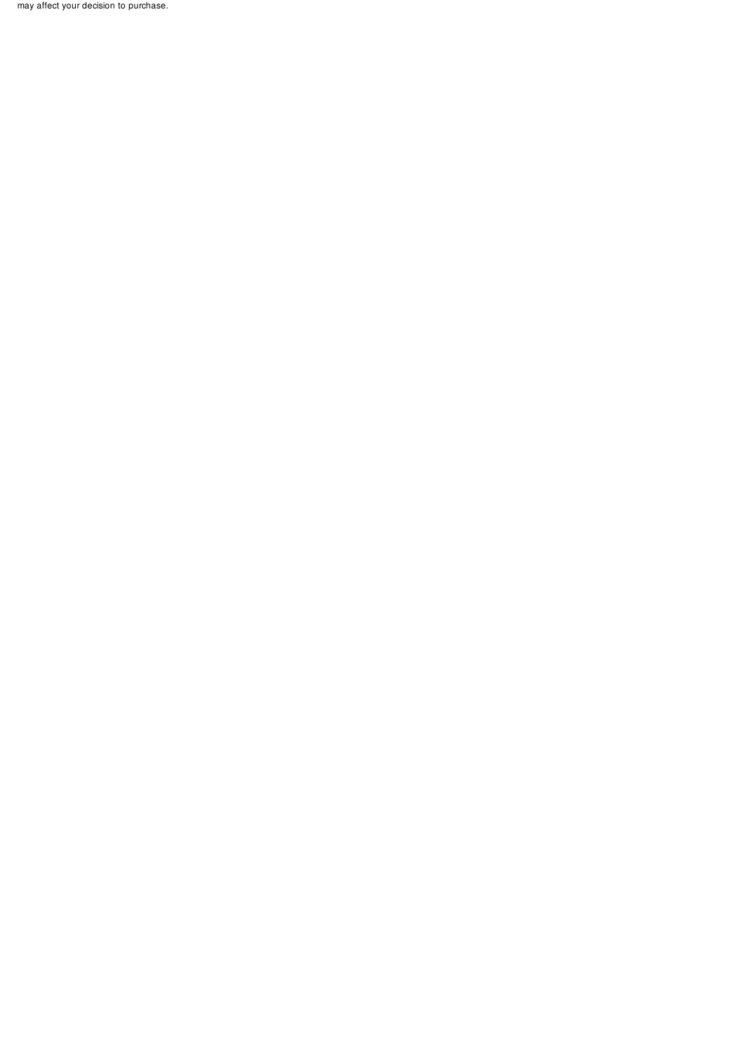may affect your decision to purchase.